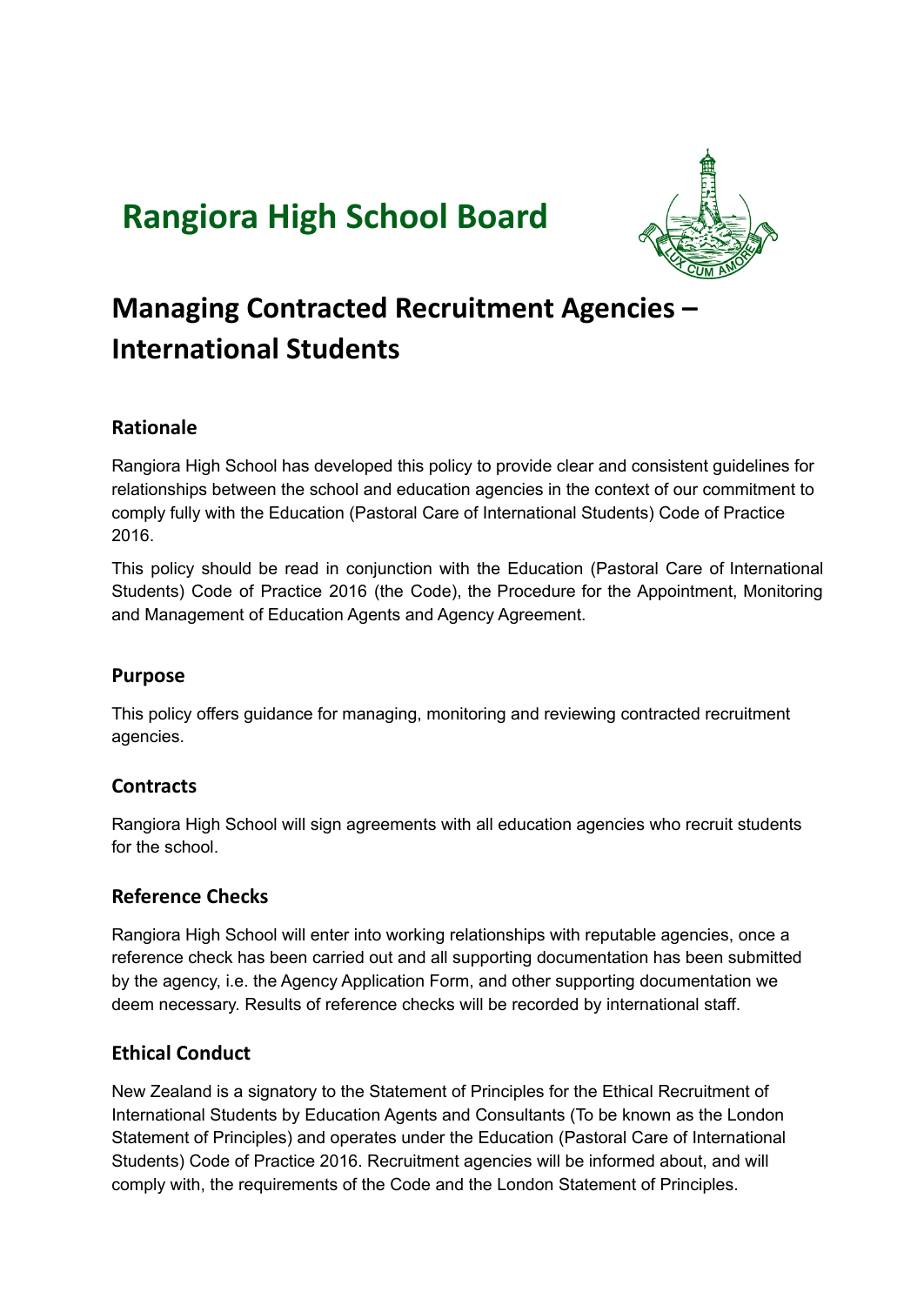# Rangiora High School Board

## Managing Contracted Recruitment Agencies – International Students

### Rationale

Rangiora High School has developed this policy to provide clear and consistent guidelines for relationships between the school and education agencies in the context of our commitment to comply fully with the Education (Pastoral Care of International Students) Code of Practice 2016.

This policy should be read in conjunction with the Education (Pastoral Care of International Students) Code of Practice 2016 (the Code), the Procedure for the Appointment, Monitoring and Management of Education Agents and Agency Agreement.

### Purpose

This policy offers guidance for managing, monitoring and reviewing contracted recruitment agencies.

### Contracts

Rangiora High School will sign agreements with all education agencies who recruit students for the school.

### Reference Checks

Rangiora High School will enter into working relationships with reputable agencies, once a reference check has been carried out and all supporting documentation has been submitted by the agency, i.e. the Agency Application Form, and other supporting documentation we deem necessary. Results of reference checks will be recorded by international staff.

### Ethical Conduct

New Zealand is a signatory to the Statement of Principles for the Ethical Recruitment of International Students by Education Agents and Consultants (To be known as the London Statement of Principles) and operates under the Education (Pastoral Care of International Students) Code of Practice 2016. Recruitment agencies will be informed about, and will comply with, the requirements of the Code and the London Statement of Principles.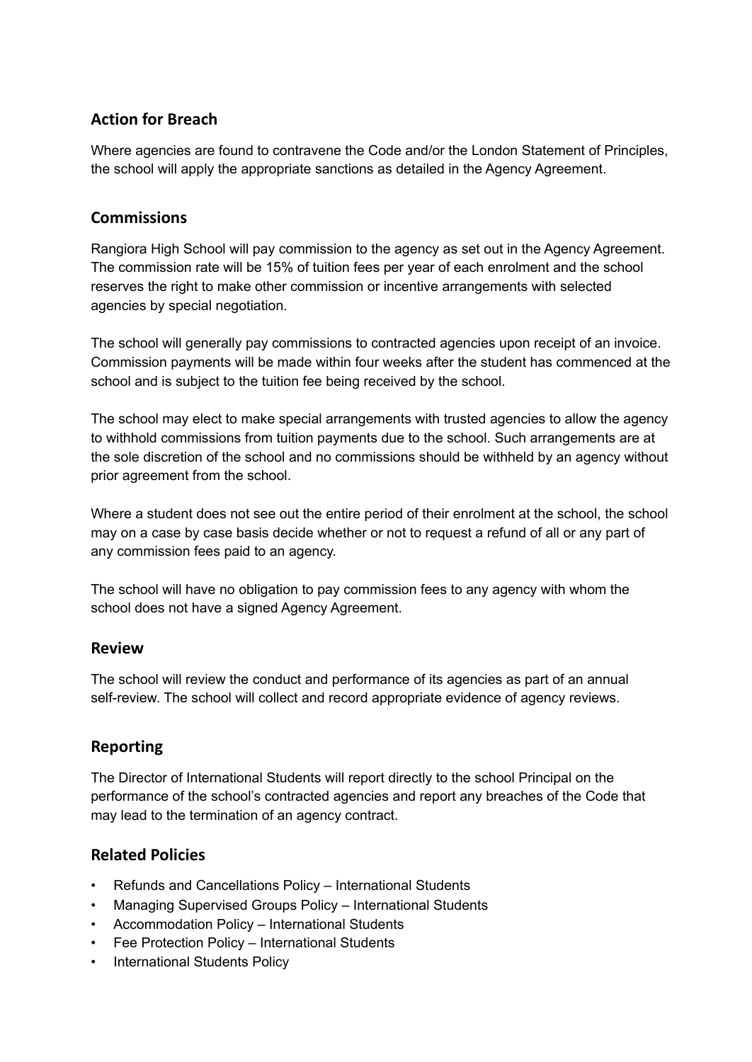## Action for Breach

Where agencies are found to contravene the Code and/or the London Statement of Principles, the school will apply the appropriate sanctions as detailed in the Agency Agreement.

## Commissions

Rangiora High School will pay commission to the agency as set out in the Agency Agreement. The commission rate will be 15% of tuition fees per year of each enrolment and the school reserves the right to make other commission or incentive arrangements with selected agencies by special negotiation.

The school will generally pay commissions to contracted agencies upon receipt of an invoice. Commission payments will be made within four weeks after the student has commenced at the school and is subject to the tuition fee being received by the school.

The school may elect to make special arrangements with trusted agencies to allow the agency to withhold commissions from tuition payments due to the school. Such arrangements are at the sole discretion of the school and no commissions should be withheld by an agency without prior agreement from the school.

Where a student does not see out the entire period of their enrolment at the school, the school may on a case by case basis decide whether or not to request a refund of all or any part of any commission fees paid to an agency.

The school will have no obligation to pay commission fees to any agency with whom the school does not have a signed Agency Agreement.

## Review

The school will review the conduct and performance of its agencies as part of an annual self-review. The school will collect and record appropriate evidence of agency reviews.

## Reporting

The Director of International Students will report directly to the school Principal on the performance of the school's contracted agencies and report any breaches of the Code that may lead to the termination of an agency contract.

## Related Policies

- Refunds and Cancellations Policy – International Students
- Managing Supervised Groups Policy – International Students
- Accommodation Policy – International Students
- Fee Protection Policy – International Students
- International Students Policy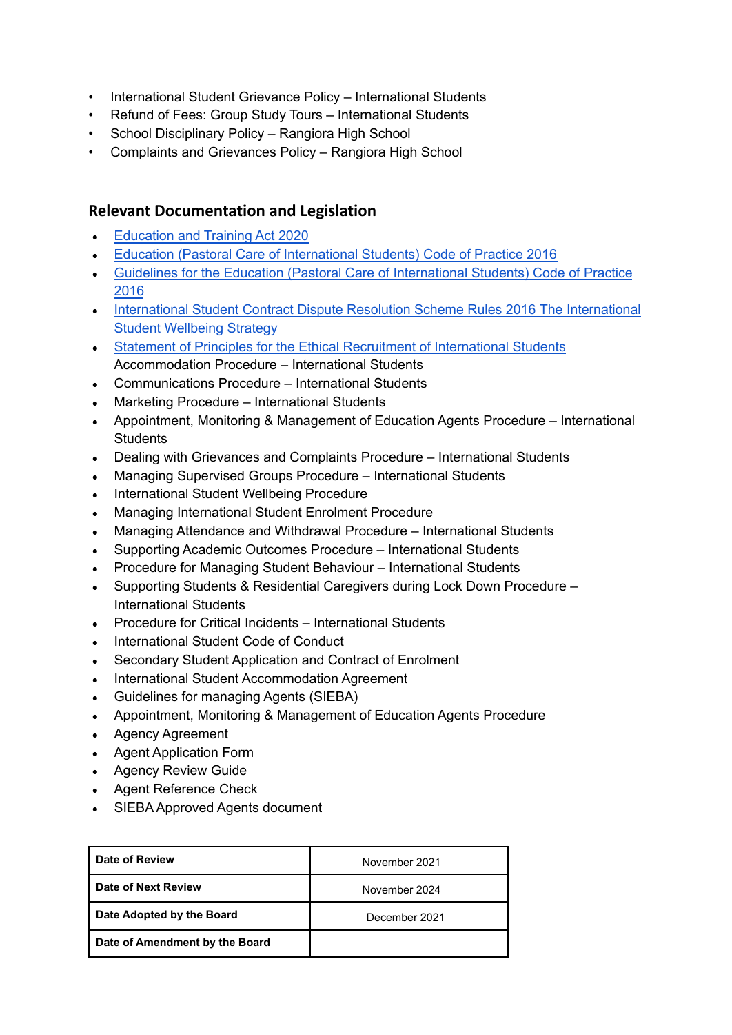- International Student Grievance Policy – International Students
- Refund of Fees: Group Study Tours – International Students
- School Disciplinary Policy – Rangiora High School
- Complaints and Grievances Policy – Rangiora High School

## Relevant Documentation and Legislation

- Education and Training Act 2020
- Education (Pastoral Care of International Students) Code of Practice 2016
- Guidelines for the Education (Pastoral Care of International Students) Code of Practice 2016
- International Student Contract Dispute Resolution Scheme Rules 2016 The International Student Wellbeing Strategy
- Statement of Principles for the Ethical Recruitment of International Students
  Accommodation Procedure – International Students
- Communications Procedure – International Students
- Marketing Procedure – International Students
- Appointment, Monitoring & Management of Education Agents Procedure – International Students
- Dealing with Grievances and Complaints Procedure – International Students
- Managing Supervised Groups Procedure – International Students
- International Student Wellbeing Procedure
- Managing International Student Enrolment Procedure
- Managing Attendance and Withdrawal Procedure – International Students
- Supporting Academic Outcomes Procedure – International Students
- Procedure for Managing Student Behaviour – International Students
- Supporting Students & Residential Caregivers during Lock Down Procedure – International Students
- Procedure for Critical Incidents – International Students
- International Student Code of Conduct
- Secondary Student Application and Contract of Enrolment
- International Student Accommodation Agreement
- Guidelines for managing Agents (SIEBA)
- Appointment, Monitoring & Management of Education Agents Procedure
- Agency Agreement
- Agent Application Form
- Agency Review Guide
- Agent Reference Check
- SIEBA Approved Agents document

| | |
|---|---|
| **Date of Review** | November 2021 |
| **Date of Next Review** | November 2024 |
| **Date Adopted by the Board** | December 2021 |
| **Date of Amendment by the Board** | |